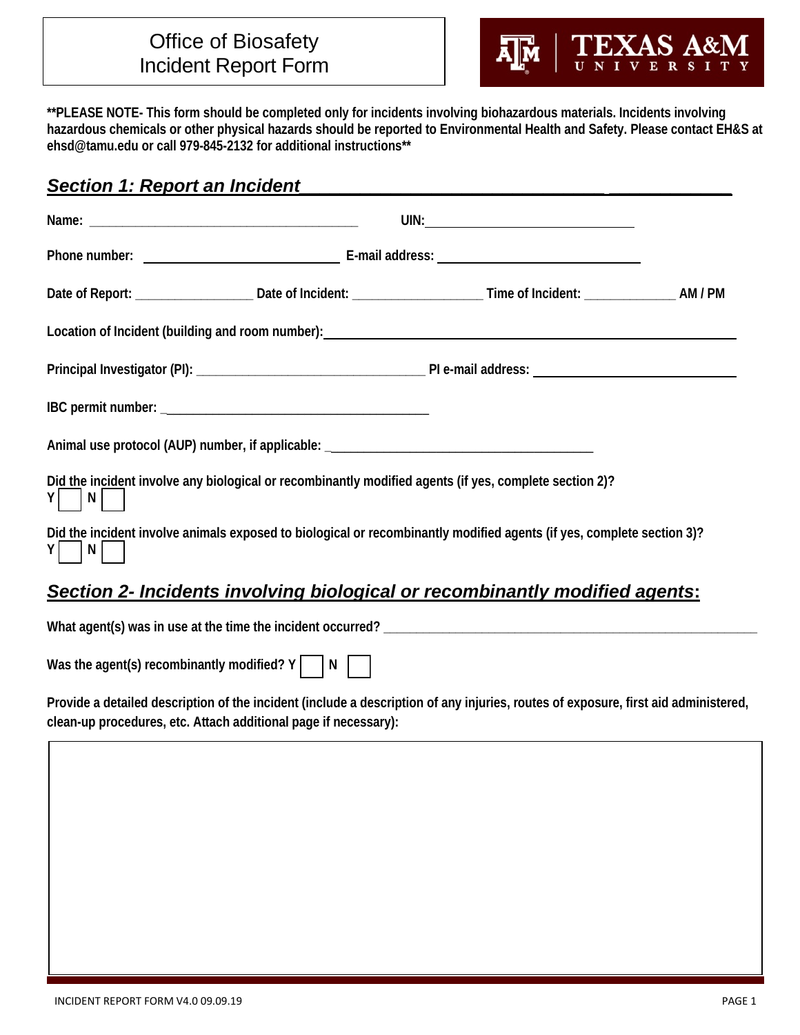# Office of Biosafety
# Incident Report Form

TEXAS A&M UNIVERSITY

**PLEASE NOTE- This form should be completed only for incidents involving biohazardous materials. Incidents involving hazardous chemicals or other physical hazards should be reported to Environmental Health and Safety. Please contact EH&S at ehsd@tamu.edu or call 979-845-2132 for additional instructions**

## *Section 1: Report an Incident*

**Name:** ________________________________________ **UIN:** ________________________________

**Phone number:** ____________________________ **E-mail address:** ______________________________

**Date of Report:** _________________ **Date of Incident:** ___________________ **Time of Incident:** _____________ **AM / PM**

**Location of Incident (building and room number):** ________________________________________________

**Principal Investigator (PI):** __________________________________ **PI e-mail address:** ______________________________

**IBC permit number:** ________________________________________

**Animal use protocol (AUP) number, if applicable:** ________________________________________

**Did the incident involve any biological or recombinantly modified agents (if yes, complete section 2)?**
**Y** ☐ **N** ☐

**Did the incident involve animals exposed to biological or recombinantly modified agents (if yes, complete section 3)?**
**Y** ☐ **N** ☐

## *Section 2- Incidents involving biological or recombinantly modified agents:*

**What agent(s) was in use at the time the incident occurred?** ________________________________________________________

**Was the agent(s) recombinantly modified? Y** ☐ **N** ☐

**Provide a detailed description of the incident (include a description of any injuries, routes of exposure, first aid administered, clean-up procedures, etc. Attach additional page if necessary):**

| |
|---|
| |

INCIDENT REPORT FORM V4.0 09.09.19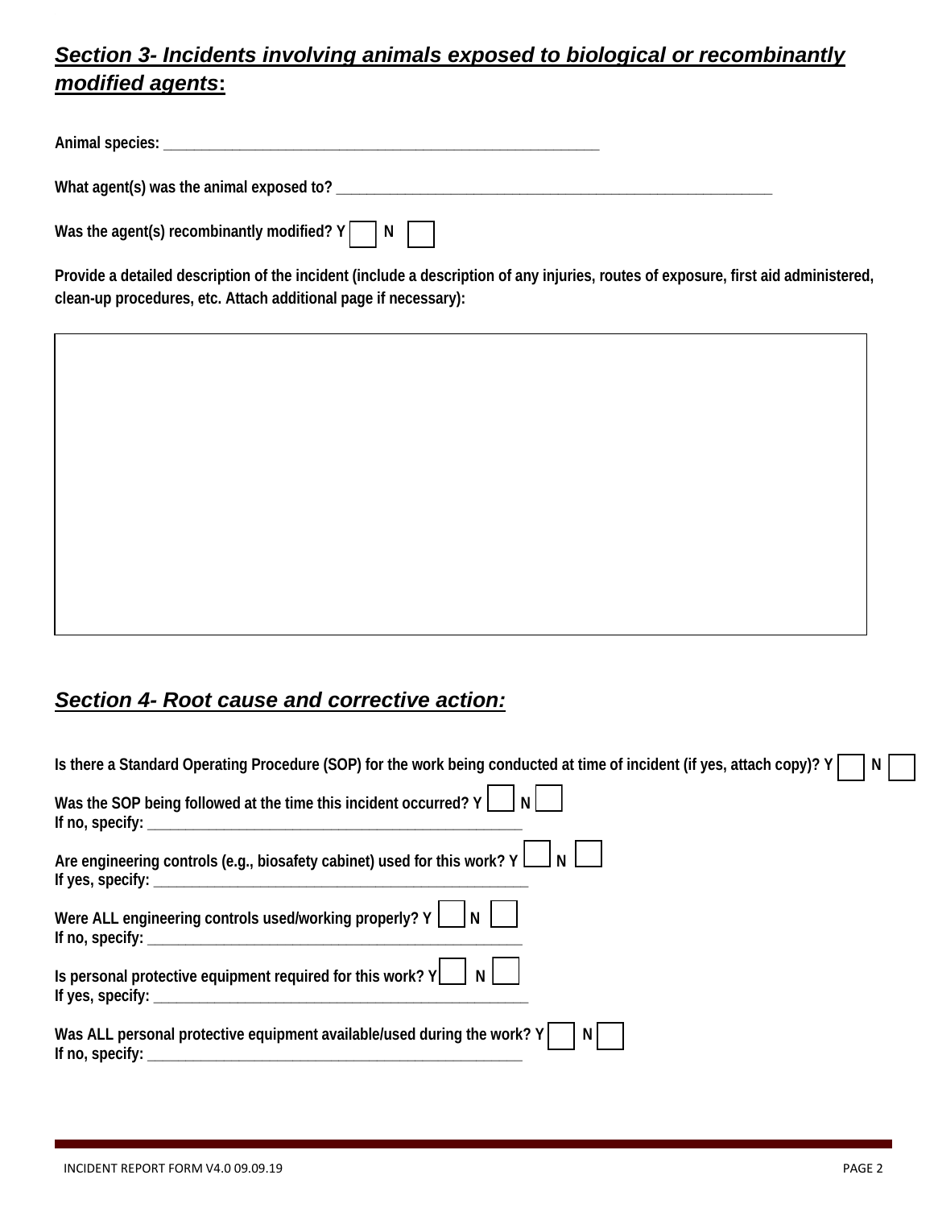## ***Section 3- Incidents involving animals exposed to biological or recombinantly modified agents*:**

**Animal species: _______________________________________________________**

**What agent(s) was the animal exposed to? _______________________________________________________**

**Was the agent(s) recombinantly modified? Y ☐ N ☐**

**Provide a detailed description of the incident (include a description of any injuries, routes of exposure, first aid administered, clean-up procedures, etc. Attach additional page if necessary):**

|   |
|---|
|   |

## ***Section 4- Root cause and corrective action:***

**Is there a Standard Operating Procedure (SOP) for the work being conducted at time of incident (if yes, attach copy)? Y ☐ N ☐**

**Was the SOP being followed at the time this incident occurred? Y ☐ N ☐**
**If no, specify: _________________________________________________**

**Are engineering controls (e.g., biosafety cabinet) used for this work? Y ☐ N ☐**
**If yes, specify: _________________________________________________**

**Were ALL engineering controls used/working properly? Y ☐ N ☐**
**If no, specify: _________________________________________________**

**Is personal protective equipment required for this work? Y ☐ N ☐**
**If yes, specify: _________________________________________________**

**Was ALL personal protective equipment available/used during the work? Y ☐ N ☐**
**If no, specify: _________________________________________________**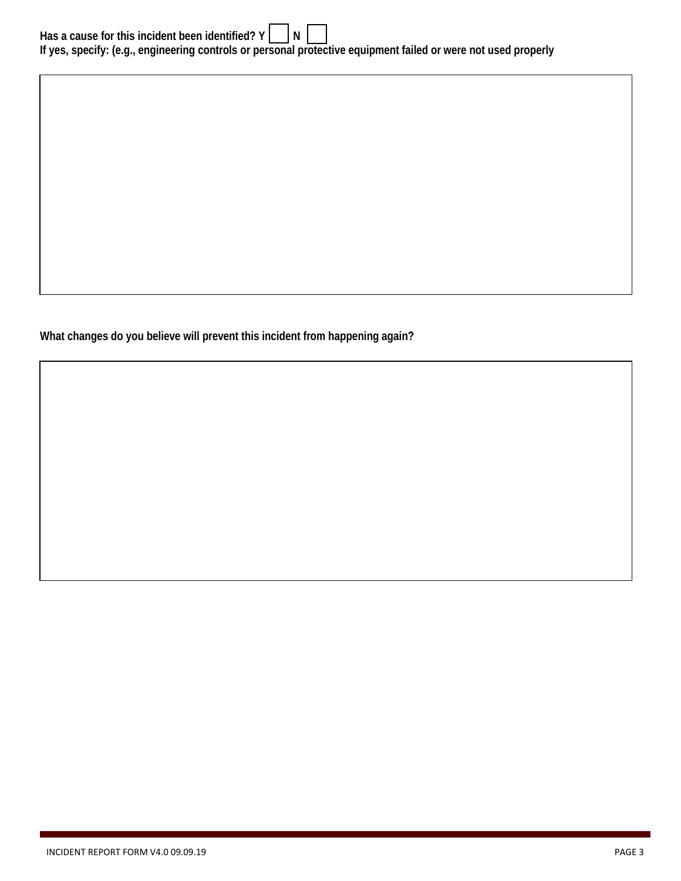**Has a cause for this incident been identified? Y ☐ N ☐**
**If yes, specify: (e.g., engineering controls or personal protective equipment failed or were not used properly**

|  |
|---|
|  |

**What changes do you believe will prevent this incident from happening again?**

|  |
|---|
|  |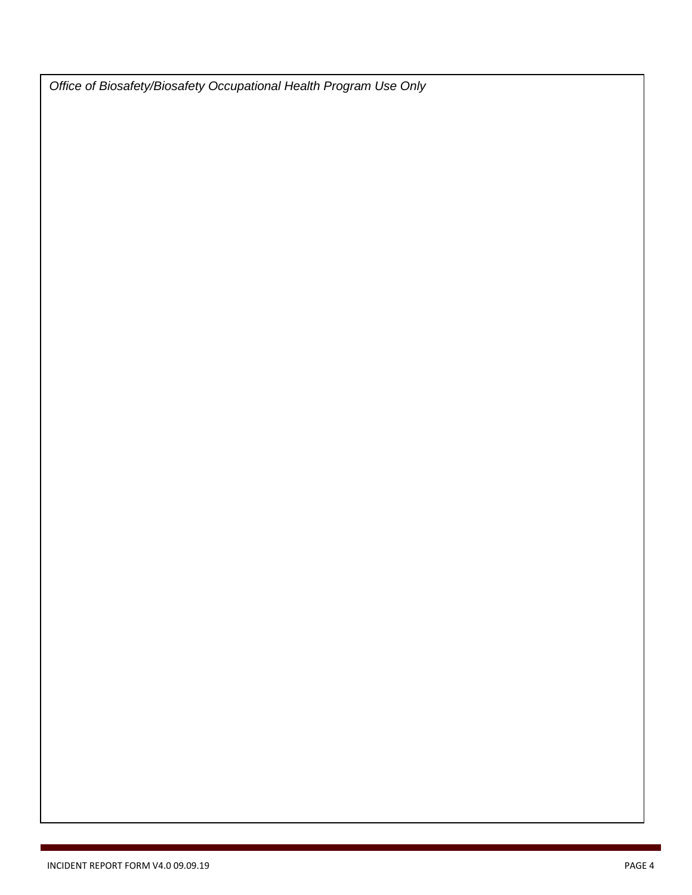*Office of Biosafety/Biosafety Occupational Health Program Use Only*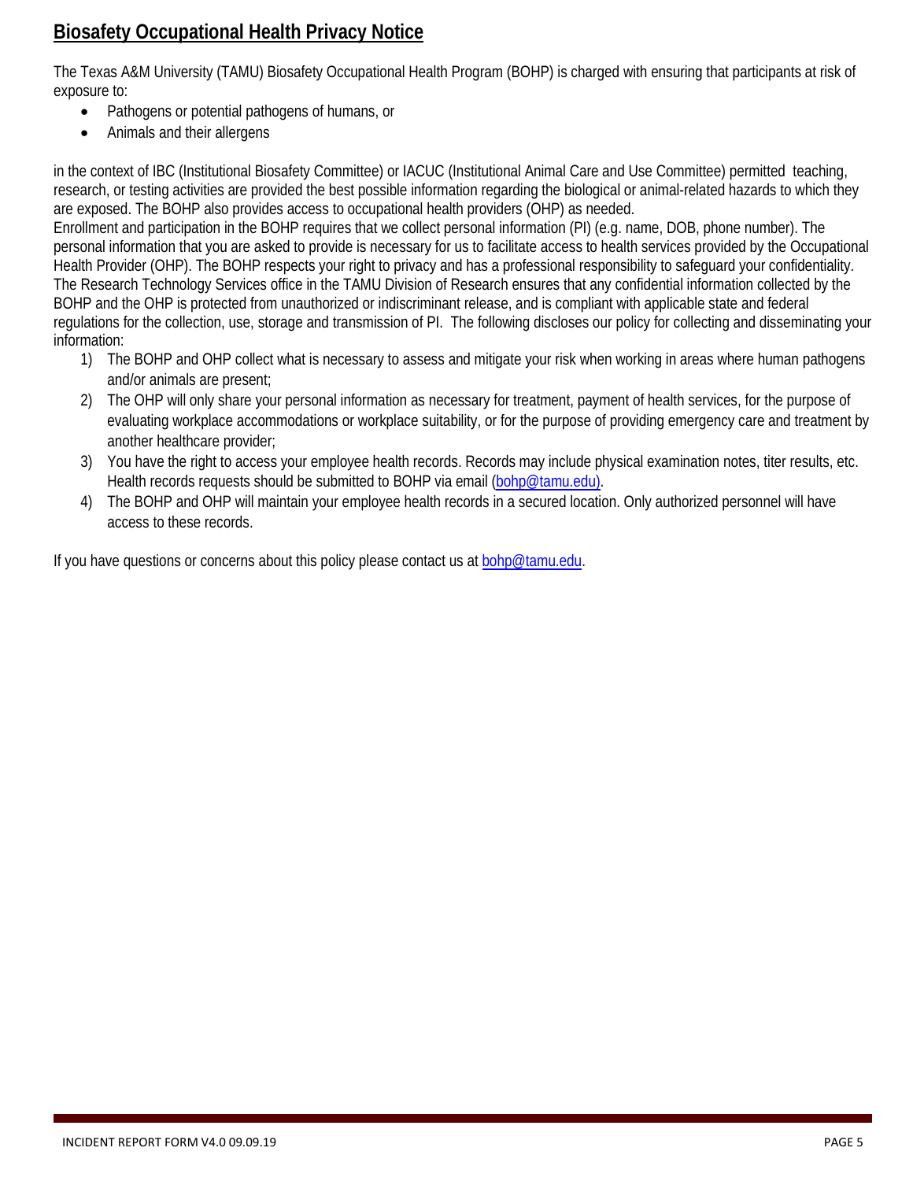## Biosafety Occupational Health Privacy Notice

The Texas A&M University (TAMU) Biosafety Occupational Health Program (BOHP) is charged with ensuring that participants at risk of exposure to:

- Pathogens or potential pathogens of humans, or
- Animals and their allergens

in the context of IBC (Institutional Biosafety Committee) or IACUC (Institutional Animal Care and Use Committee) permitted teaching, research, or testing activities are provided the best possible information regarding the biological or animal-related hazards to which they are exposed. The BOHP also provides access to occupational health providers (OHP) as needed.
Enrollment and participation in the BOHP requires that we collect personal information (PI) (e.g. name, DOB, phone number). The personal information that you are asked to provide is necessary for us to facilitate access to health services provided by the Occupational Health Provider (OHP). The BOHP respects your right to privacy and has a professional responsibility to safeguard your confidentiality. The Research Technology Services office in the TAMU Division of Research ensures that any confidential information collected by the BOHP and the OHP is protected from unauthorized or indiscriminant release, and is compliant with applicable state and federal regulations for the collection, use, storage and transmission of PI. The following discloses our policy for collecting and disseminating your information:

1) The BOHP and OHP collect what is necessary to assess and mitigate your risk when working in areas where human pathogens and/or animals are present;
2) The OHP will only share your personal information as necessary for treatment, payment of health services, for the purpose of evaluating workplace accommodations or workplace suitability, or for the purpose of providing emergency care and treatment by another healthcare provider;
3) You have the right to access your employee health records. Records may include physical examination notes, titer results, etc. Health records requests should be submitted to BOHP via email (bohp@tamu.edu).
4) The BOHP and OHP will maintain your employee health records in a secured location. Only authorized personnel will have access to these records.

If you have questions or concerns about this policy please contact us at bohp@tamu.edu.